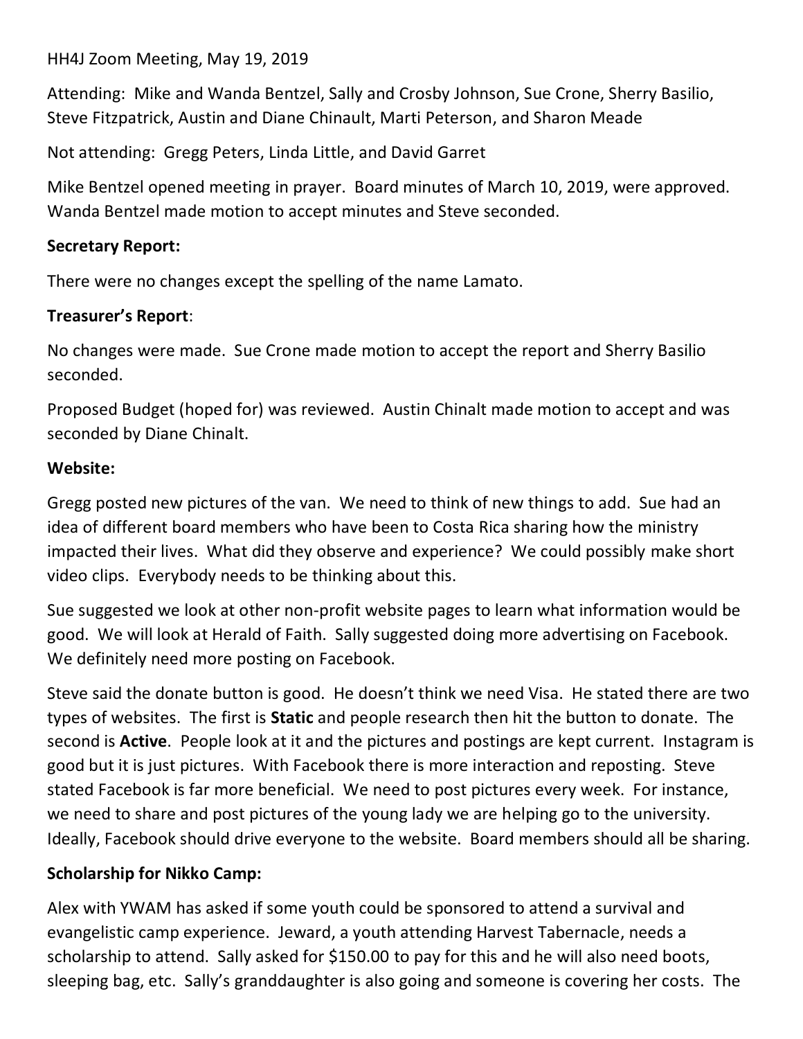HH4J Zoom Meeting, May 19, 2019

Attending: Mike and Wanda Bentzel, Sally and Crosby Johnson, Sue Crone, Sherry Basilio, Steve Fitzpatrick, Austin and Diane Chinault, Marti Peterson, and Sharon Meade

Not attending: Gregg Peters, Linda Little, and David Garret

Mike Bentzel opened meeting in prayer. Board minutes of March 10, 2019, were approved. Wanda Bentzel made motion to accept minutes and Steve seconded.

**Secretary Report:**

There were no changes except the spelling of the name Lamato.

**Treasurer's Report**:

No changes were made. Sue Crone made motion to accept the report and Sherry Basilio seconded.

Proposed Budget (hoped for) was reviewed. Austin Chinalt made motion to accept and was seconded by Diane Chinalt.

**Website:**

Gregg posted new pictures of the van. We need to think of new things to add. Sue had an idea of different board members who have been to Costa Rica sharing how the ministry impacted their lives. What did they observe and experience? We could possibly make short video clips. Everybody needs to be thinking about this.

Sue suggested we look at other non-profit website pages to learn what information would be good. We will look at Herald of Faith. Sally suggested doing more advertising on Facebook. We definitely need more posting on Facebook.

Steve said the donate button is good. He doesn't think we need Visa. He stated there are two types of websites. The first is **Static** and people research then hit the button to donate. The second is **Active**. People look at it and the pictures and postings are kept current. Instagram is good but it is just pictures. With Facebook there is more interaction and reposting. Steve stated Facebook is far more beneficial. We need to post pictures every week. For instance, we need to share and post pictures of the young lady we are helping go to the university. Ideally, Facebook should drive everyone to the website. Board members should all be sharing.

**Scholarship for Nikko Camp:**

Alex with YWAM has asked if some youth could be sponsored to attend a survival and evangelistic camp experience. Jeward, a youth attending Harvest Tabernacle, needs a scholarship to attend. Sally asked for $150.00 to pay for this and he will also need boots, sleeping bag, etc. Sally's granddaughter is also going and someone is covering her costs. The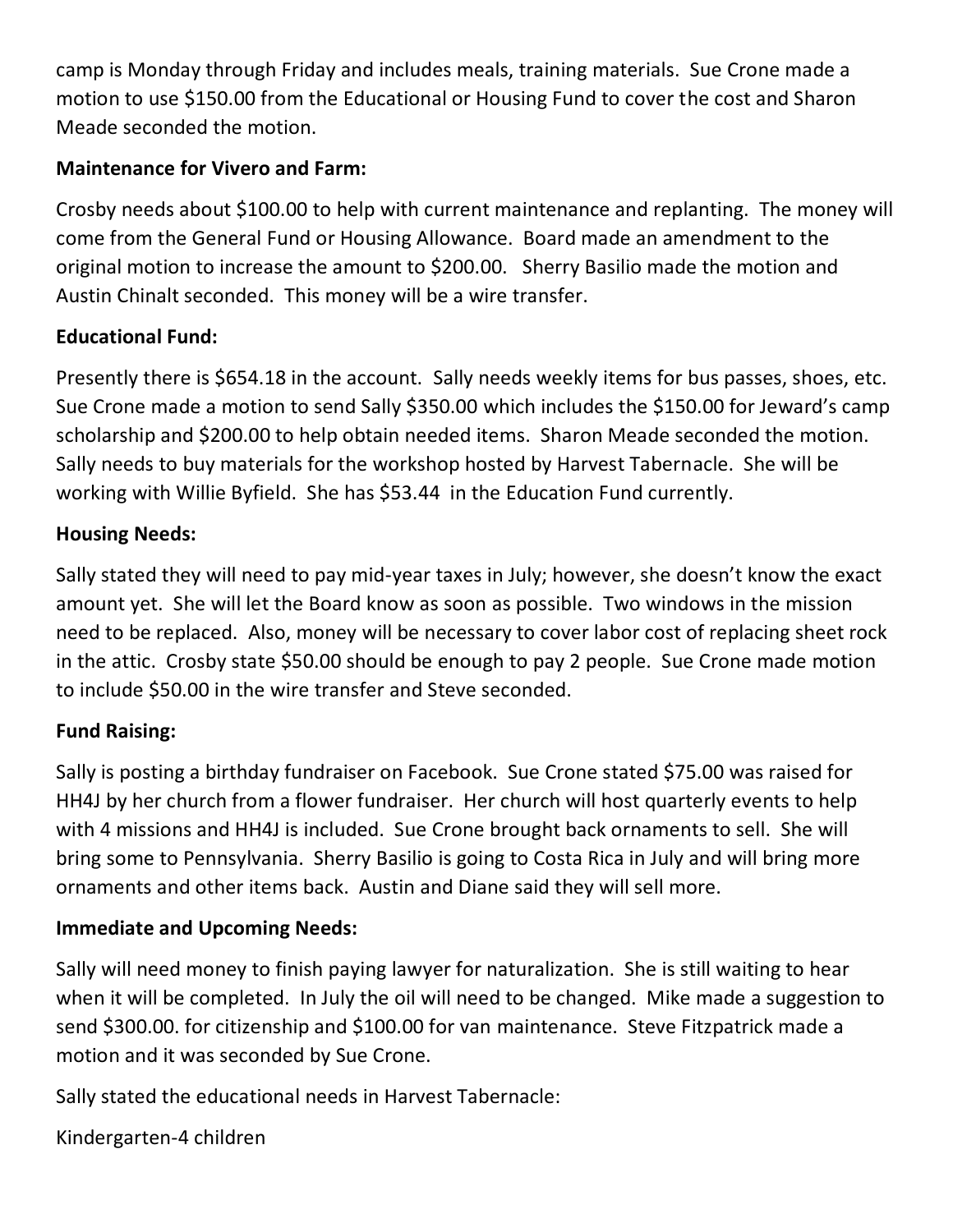camp is Monday through Friday and includes meals, training materials. Sue Crone made a motion to use $150.00 from the Educational or Housing Fund to cover the cost and Sharon Meade seconded the motion.

**Maintenance for Vivero and Farm:**

Crosby needs about $100.00 to help with current maintenance and replanting. The money will come from the General Fund or Housing Allowance. Board made an amendment to the original motion to increase the amount to $200.00. Sherry Basilio made the motion and Austin Chinalt seconded. This money will be a wire transfer.

**Educational Fund:**

Presently there is $654.18 in the account. Sally needs weekly items for bus passes, shoes, etc. Sue Crone made a motion to send Sally $350.00 which includes the $150.00 for Jeward's camp scholarship and $200.00 to help obtain needed items. Sharon Meade seconded the motion. Sally needs to buy materials for the workshop hosted by Harvest Tabernacle. She will be working with Willie Byfield. She has $53.44 in the Education Fund currently.

**Housing Needs:**

Sally stated they will need to pay mid-year taxes in July; however, she doesn't know the exact amount yet. She will let the Board know as soon as possible. Two windows in the mission need to be replaced. Also, money will be necessary to cover labor cost of replacing sheet rock in the attic. Crosby state $50.00 should be enough to pay 2 people. Sue Crone made motion to include $50.00 in the wire transfer and Steve seconded.

**Fund Raising:**

Sally is posting a birthday fundraiser on Facebook. Sue Crone stated $75.00 was raised for HH4J by her church from a flower fundraiser. Her church will host quarterly events to help with 4 missions and HH4J is included. Sue Crone brought back ornaments to sell. She will bring some to Pennsylvania. Sherry Basilio is going to Costa Rica in July and will bring more ornaments and other items back. Austin and Diane said they will sell more.

**Immediate and Upcoming Needs:**

Sally will need money to finish paying lawyer for naturalization. She is still waiting to hear when it will be completed. In July the oil will need to be changed. Mike made a suggestion to send $300.00. for citizenship and $100.00 for van maintenance. Steve Fitzpatrick made a motion and it was seconded by Sue Crone.

Sally stated the educational needs in Harvest Tabernacle:

Kindergarten-4 children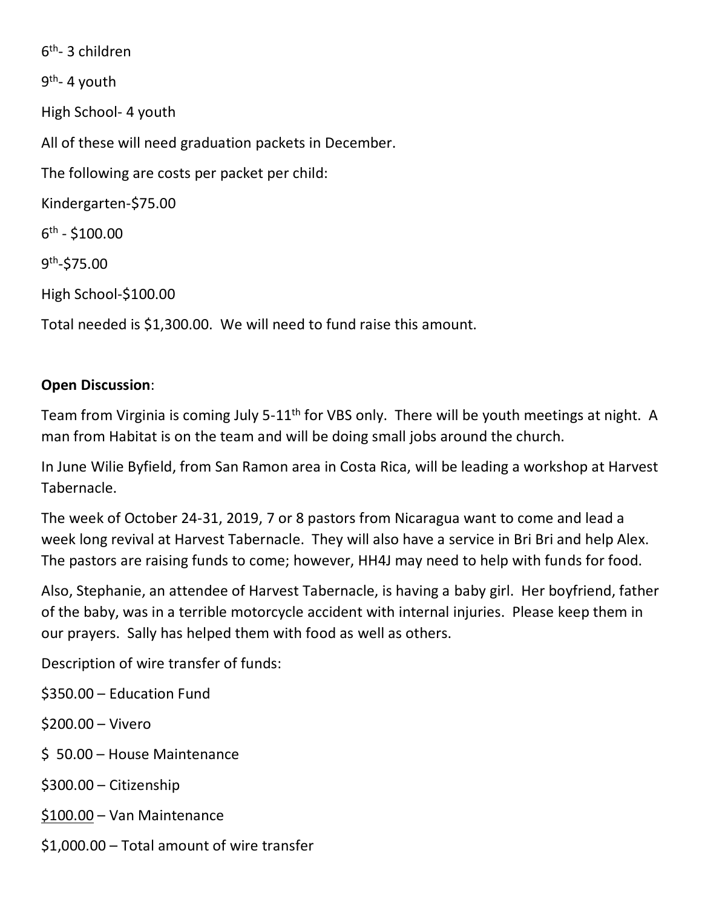6th- 3 children

9th- 4 youth

High School- 4 youth

All of these will need graduation packets in December.

The following are costs per packet per child:

Kindergarten-$75.00

6th - $100.00

9th-$75.00

High School-$100.00

Total needed is $1,300.00. We will need to fund raise this amount.

**Open Discussion**:

Team from Virginia is coming July 5-11th for VBS only. There will be youth meetings at night. A man from Habitat is on the team and will be doing small jobs around the church.

In June Wilie Byfield, from San Ramon area in Costa Rica, will be leading a workshop at Harvest Tabernacle.

The week of October 24-31, 2019, 7 or 8 pastors from Nicaragua want to come and lead a week long revival at Harvest Tabernacle. They will also have a service in Bri Bri and help Alex. The pastors are raising funds to come; however, HH4J may need to help with funds for food.

Also, Stephanie, an attendee of Harvest Tabernacle, is having a baby girl. Her boyfriend, father of the baby, was in a terrible motorcycle accident with internal injuries. Please keep them in our prayers. Sally has helped them with food as well as others.

Description of wire transfer of funds:

$350.00 – Education Fund

$200.00 – Vivero

$ 50.00 – House Maintenance

$300.00 – Citizenship

<u>$100.00</u> – Van Maintenance

$1,000.00 – Total amount of wire transfer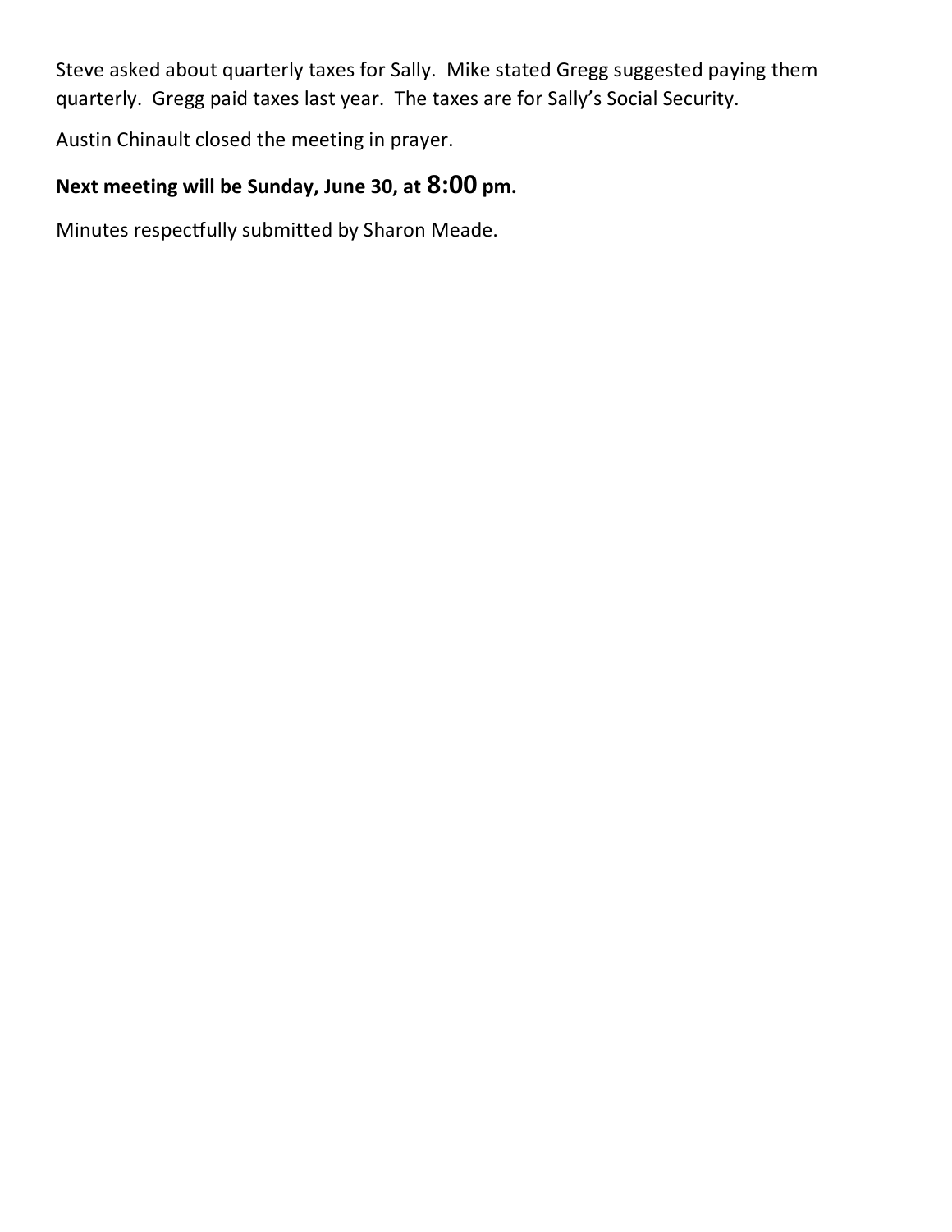Steve asked about quarterly taxes for Sally. Mike stated Gregg suggested paying them quarterly. Gregg paid taxes last year. The taxes are for Sally's Social Security.

Austin Chinault closed the meeting in prayer.

**Next meeting will be Sunday, June 30, at 8:00 pm.**

Minutes respectfully submitted by Sharon Meade.